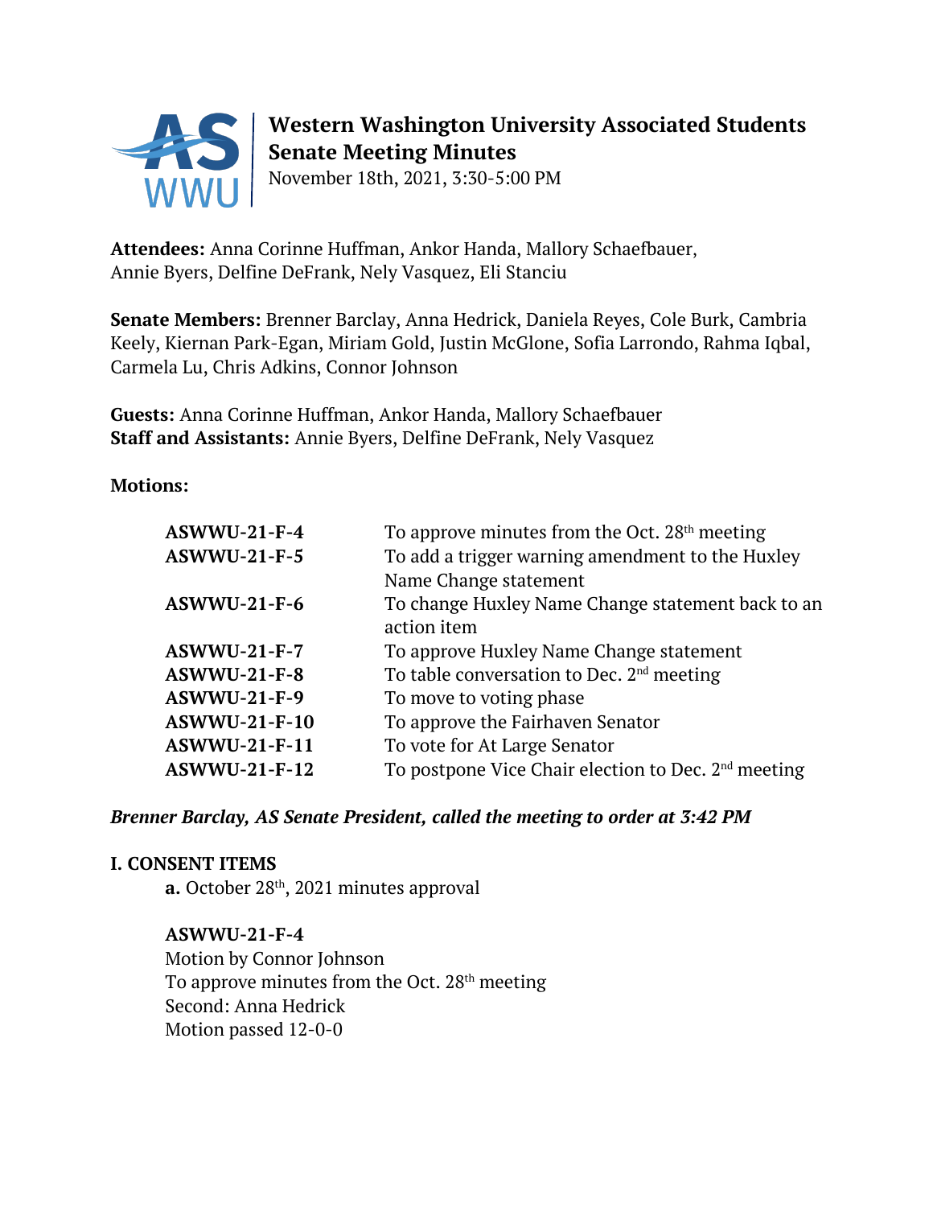# Western Washington University Associated Students
## Senate Meeting Minutes

November 18th, 2021, 3:30-5:00 PM

**Attendees:** Anna Corinne Huffman, Ankor Handa, Mallory Schaefbauer, Annie Byers, Delfine DeFrank, Nely Vasquez, Eli Stanciu

**Senate Members:** Brenner Barclay, Anna Hedrick, Daniela Reyes, Cole Burk, Cambria Keely, Kiernan Park-Egan, Miriam Gold, Justin McGlone, Sofia Larrondo, Rahma Iqbal, Carmela Lu, Chris Adkins, Connor Johnson

**Guests:** Anna Corinne Huffman, Ankor Handa, Mallory Schaefbauer
**Staff and Assistants:** Annie Byers, Delfine DeFrank, Nely Vasquez

**Motions:**

| | |
|---|---|
| **ASWWU-21-F-4** | To approve minutes from the Oct. 28th meeting |
| **ASWWU-21-F-5** | To add a trigger warning amendment to the Huxley Name Change statement |
| **ASWWU-21-F-6** | To change Huxley Name Change statement back to an action item |
| **ASWWU-21-F-7** | To approve Huxley Name Change statement |
| **ASWWU-21-F-8** | To table conversation to Dec. 2nd meeting |
| **ASWWU-21-F-9** | To move to voting phase |
| **ASWWU-21-F-10** | To approve the Fairhaven Senator |
| **ASWWU-21-F-11** | To vote for At Large Senator |
| **ASWWU-21-F-12** | To postpone Vice Chair election to Dec. 2nd meeting |

***Brenner Barclay, AS Senate President, called the meeting to order at 3:42 PM***

### I. CONSENT ITEMS

**a.** October 28th, 2021 minutes approval

**ASWWU-21-F-4**
Motion by Connor Johnson
To approve minutes from the Oct. 28th meeting
Second: Anna Hedrick
Motion passed 12-0-0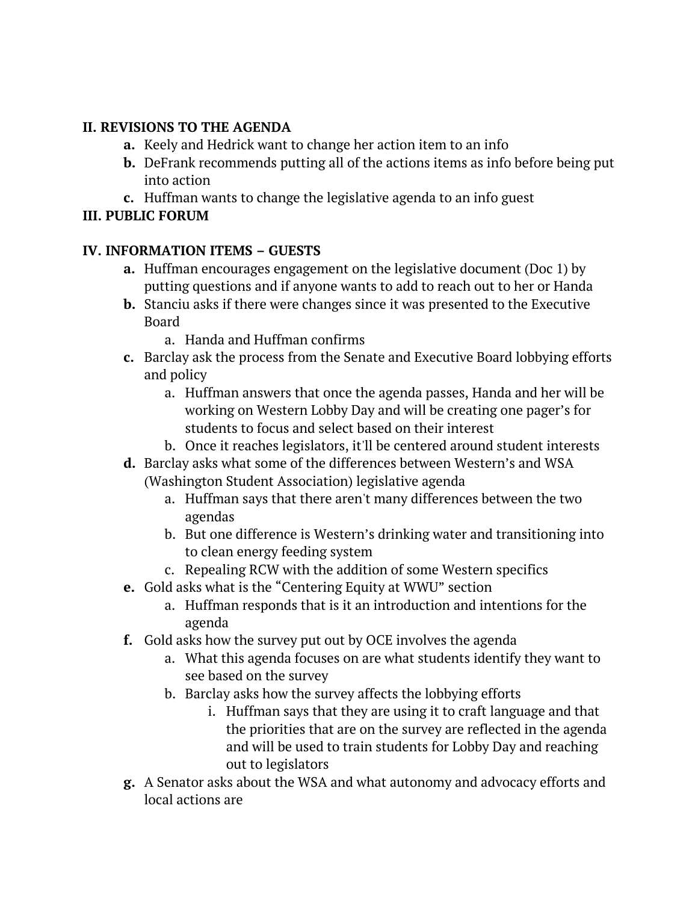**II. REVISIONS TO THE AGENDA**

- **a.** Keely and Hedrick want to change her action item to an info
- **b.** DeFrank recommends putting all of the actions items as info before being put into action
- **c.** Huffman wants to change the legislative agenda to an info guest

**III. PUBLIC FORUM**

**IV. INFORMATION ITEMS – GUESTS**

- **a.** Huffman encourages engagement on the legislative document (Doc 1) by putting questions and if anyone wants to add to reach out to her or Handa
- **b.** Stanciu asks if there were changes since it was presented to the Executive Board
    - a. Handa and Huffman confirms
- **c.** Barclay ask the process from the Senate and Executive Board lobbying efforts and policy
    - a. Huffman answers that once the agenda passes, Handa and her will be working on Western Lobby Day and will be creating one pager's for students to focus and select based on their interest
    - b. Once it reaches legislators, it'll be centered around student interests
- **d.** Barclay asks what some of the differences between Western's and WSA (Washington Student Association) legislative agenda
    - a. Huffman says that there aren't many differences between the two agendas
    - b. But one difference is Western's drinking water and transitioning into to clean energy feeding system
    - c. Repealing RCW with the addition of some Western specifics
- **e.** Gold asks what is the "Centering Equity at WWU" section
    - a. Huffman responds that is it an introduction and intentions for the agenda
- **f.** Gold asks how the survey put out by OCE involves the agenda
    - a. What this agenda focuses on are what students identify they want to see based on the survey
    - b. Barclay asks how the survey affects the lobbying efforts
        - i. Huffman says that they are using it to craft language and that the priorities that are on the survey are reflected in the agenda and will be used to train students for Lobby Day and reaching out to legislators
- **g.** A Senator asks about the WSA and what autonomy and advocacy efforts and local actions are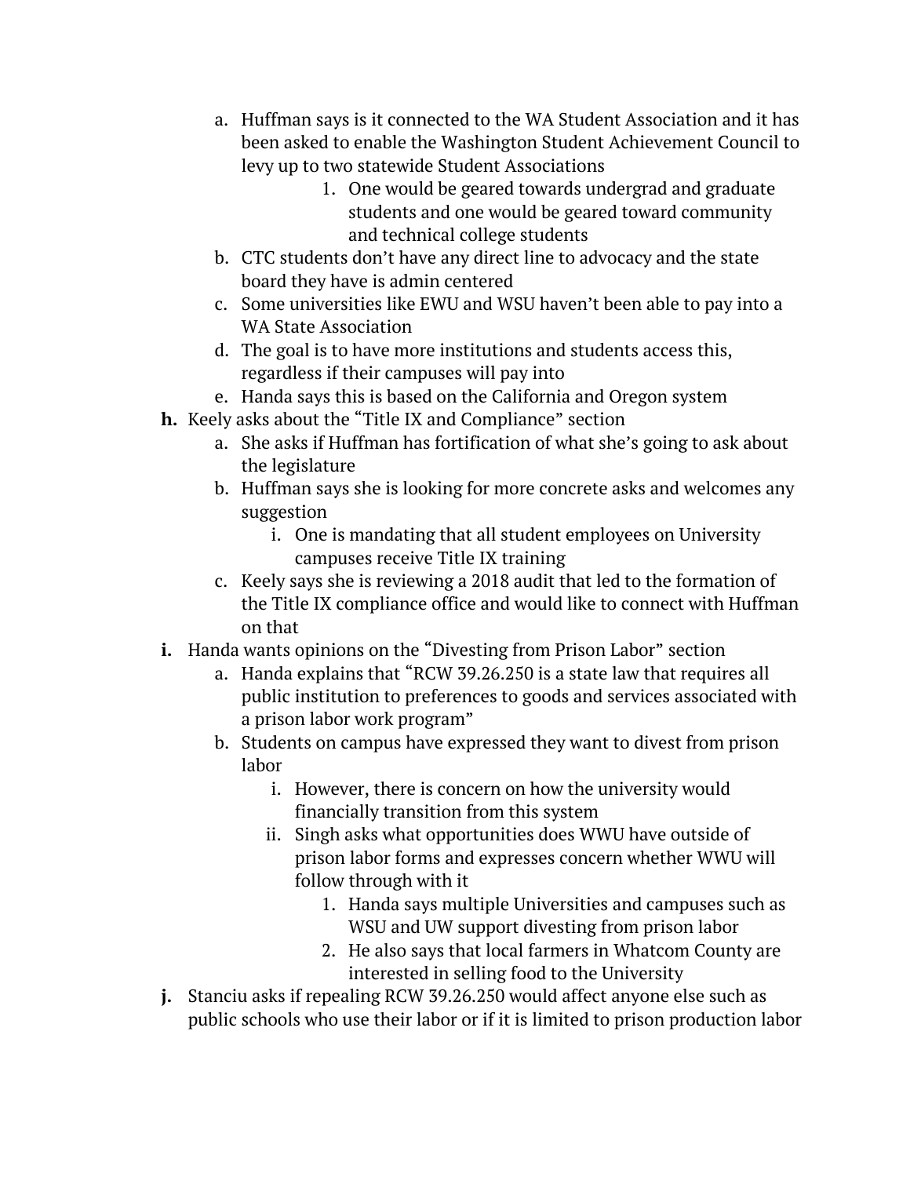a. Huffman says is it connected to the WA Student Association and it has been asked to enable the Washington Student Achievement Council to levy up to two statewide Student Associations
      1. One would be geared towards undergrad and graduate students and one would be geared toward community and technical college students
   b. CTC students don't have any direct line to advocacy and the state board they have is admin centered
   c. Some universities like EWU and WSU haven't been able to pay into a WA State Association
   d. The goal is to have more institutions and students access this, regardless if their campuses will pay into
   e. Handa says this is based on the California and Oregon system

**h.** Keely asks about the "Title IX and Compliance" section
   a. She asks if Huffman has fortification of what she's going to ask about the legislature
   b. Huffman says she is looking for more concrete asks and welcomes any suggestion
      i. One is mandating that all student employees on University campuses receive Title IX training
   c. Keely says she is reviewing a 2018 audit that led to the formation of the Title IX compliance office and would like to connect with Huffman on that

**i.** Handa wants opinions on the "Divesting from Prison Labor" section
   a. Handa explains that "RCW 39.26.250 is a state law that requires all public institution to preferences to goods and services associated with a prison labor work program"
   b. Students on campus have expressed they want to divest from prison labor
      i. However, there is concern on how the university would financially transition from this system
      ii. Singh asks what opportunities does WWU have outside of prison labor forms and expresses concern whether WWU will follow through with it
         1. Handa says multiple Universities and campuses such as WSU and UW support divesting from prison labor
         2. He also says that local farmers in Whatcom County are interested in selling food to the University

**j.** Stanciu asks if repealing RCW 39.26.250 would affect anyone else such as public schools who use their labor or if it is limited to prison production labor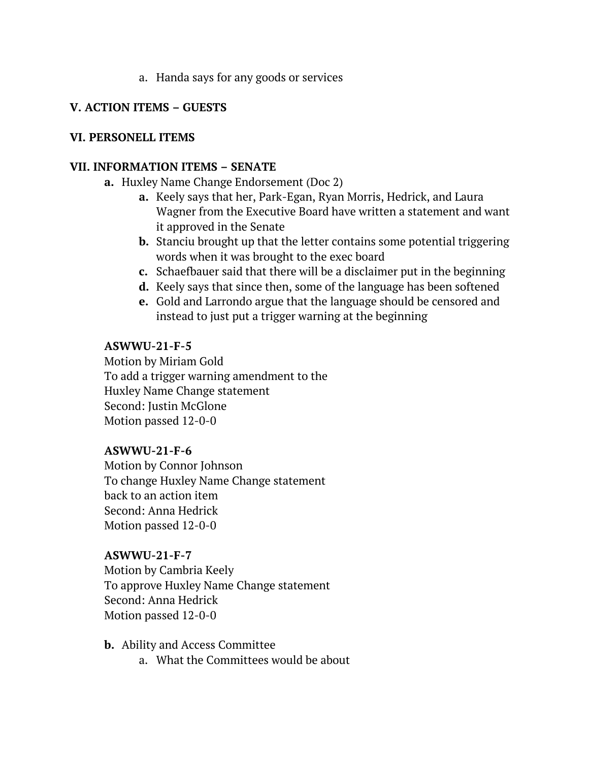a. Handa says for any goods or services

## V. ACTION ITEMS – GUESTS

## VI. PERSONELL ITEMS

## VII. INFORMATION ITEMS – SENATE

- **a.** Huxley Name Change Endorsement (Doc 2)
    - **a.** Keely says that her, Park-Egan, Ryan Morris, Hedrick, and Laura Wagner from the Executive Board have written a statement and want it approved in the Senate
    - **b.** Stanciu brought up that the letter contains some potential triggering words when it was brought to the exec board
    - **c.** Schaefbauer said that there will be a disclaimer put in the beginning
    - **d.** Keely says that since then, some of the language has been softened
    - **e.** Gold and Larrondo argue that the language should be censored and instead to just put a trigger warning at the beginning

**ASWWU-21-F-5**
Motion by Miriam Gold
To add a trigger warning amendment to the Huxley Name Change statement
Second: Justin McGlone
Motion passed 12-0-0

**ASWWU-21-F-6**
Motion by Connor Johnson
To change Huxley Name Change statement back to an action item
Second: Anna Hedrick
Motion passed 12-0-0

**ASWWU-21-F-7**
Motion by Cambria Keely
To approve Huxley Name Change statement
Second: Anna Hedrick
Motion passed 12-0-0

- **b.** Ability and Access Committee
    - a. What the Committees would be about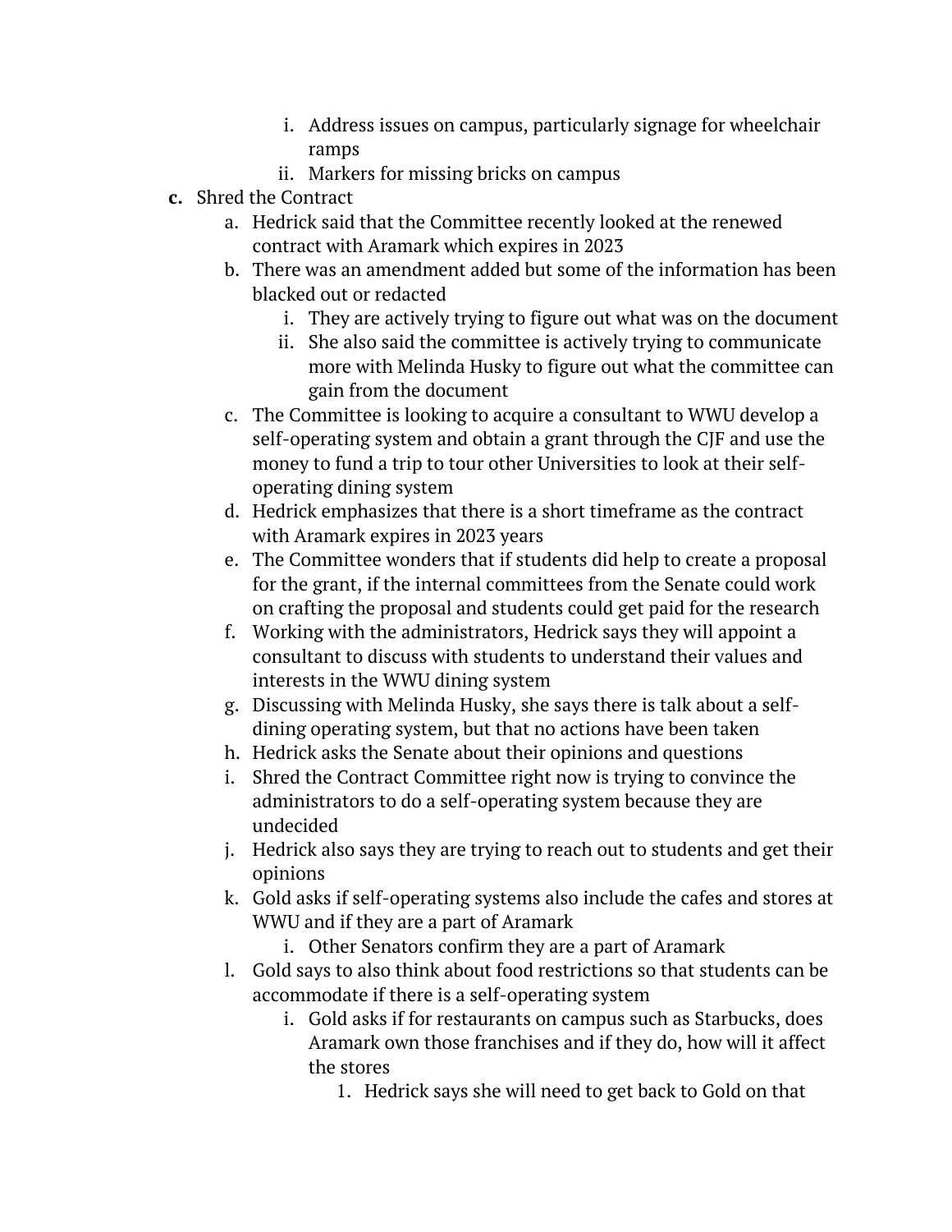i. Address issues on campus, particularly signage for wheelchair ramps
   ii. Markers for missing bricks on campus

**c.** Shred the Contract
   a. Hedrick said that the Committee recently looked at the renewed contract with Aramark which expires in 2023
   b. There was an amendment added but some of the information has been blacked out or redacted
      i. They are actively trying to figure out what was on the document
      ii. She also said the committee is actively trying to communicate more with Melinda Husky to figure out what the committee can gain from the document
   c. The Committee is looking to acquire a consultant to WWU develop a self-operating system and obtain a grant through the CJF and use the money to fund a trip to tour other Universities to look at their self-operating dining system
   d. Hedrick emphasizes that there is a short timeframe as the contract with Aramark expires in 2023 years
   e. The Committee wonders that if students did help to create a proposal for the grant, if the internal committees from the Senate could work on crafting the proposal and students could get paid for the research
   f. Working with the administrators, Hedrick says they will appoint a consultant to discuss with students to understand their values and interests in the WWU dining system
   g. Discussing with Melinda Husky, she says there is talk about a self-dining operating system, but that no actions have been taken
   h. Hedrick asks the Senate about their opinions and questions
   i. Shred the Contract Committee right now is trying to convince the administrators to do a self-operating system because they are undecided
   j. Hedrick also says they are trying to reach out to students and get their opinions
   k. Gold asks if self-operating systems also include the cafes and stores at WWU and if they are a part of Aramark
      i. Other Senators confirm they are a part of Aramark
   l. Gold says to also think about food restrictions so that students can be accommodate if there is a self-operating system
      i. Gold asks if for restaurants on campus such as Starbucks, does Aramark own those franchises and if they do, how will it affect the stores
         1. Hedrick says she will need to get back to Gold on that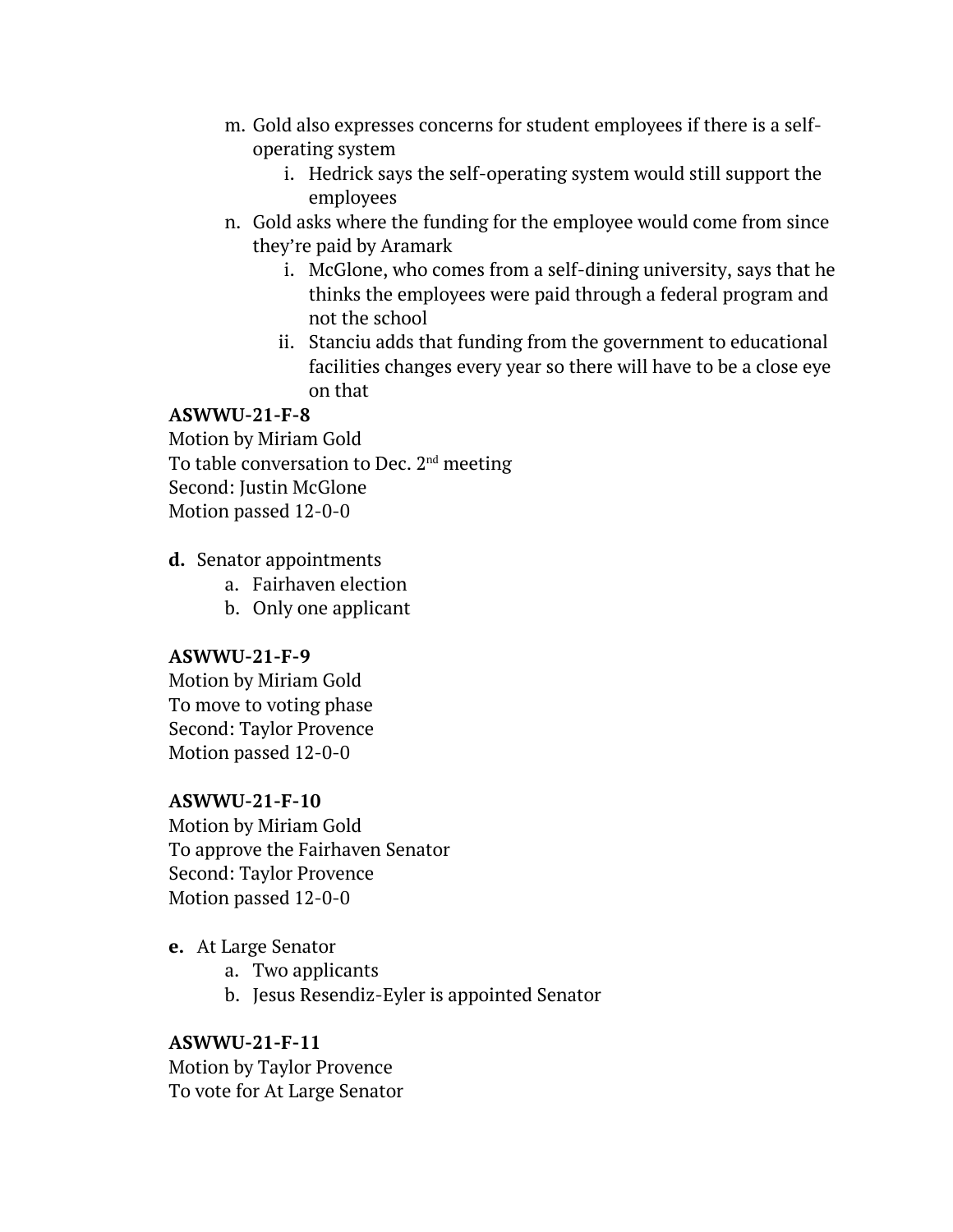m. Gold also expresses concerns for student employees if there is a self-operating system
    i. Hedrick says the self-operating system would still support the employees

n. Gold asks where the funding for the employee would come from since they're paid by Aramark
    i. McGlone, who comes from a self-dining university, says that he thinks the employees were paid through a federal program and not the school
    ii. Stanciu adds that funding from the government to educational facilities changes every year so there will have to be a close eye on that

**ASWWU-21-F-8**
Motion by Miriam Gold
To table conversation to Dec. 2nd meeting
Second: Justin McGlone
Motion passed 12-0-0

**d.** Senator appointments
  a. Fairhaven election
  b. Only one applicant

**ASWWU-21-F-9**
Motion by Miriam Gold
To move to voting phase
Second: Taylor Provence
Motion passed 12-0-0

**ASWWU-21-F-10**
Motion by Miriam Gold
To approve the Fairhaven Senator
Second: Taylor Provence
Motion passed 12-0-0

**e.** At Large Senator
  a. Two applicants
  b. Jesus Resendiz-Eyler is appointed Senator

**ASWWU-21-F-11**
Motion by Taylor Provence
To vote for At Large Senator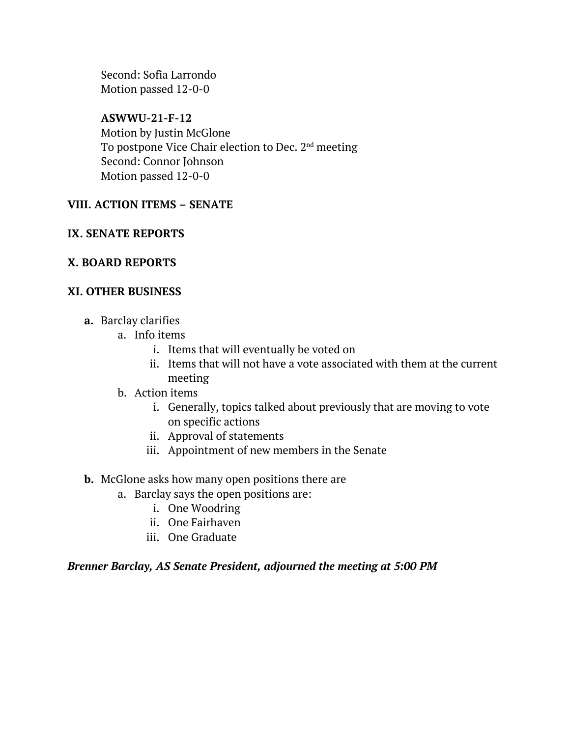Second: Sofia Larrondo
Motion passed 12-0-0

**ASWWU-21-F-12**
Motion by Justin McGlone
To postpone Vice Chair election to Dec. 2nd meeting
Second: Connor Johnson
Motion passed 12-0-0

**VIII. ACTION ITEMS – SENATE**

**IX. SENATE REPORTS**

**X. BOARD REPORTS**

**XI. OTHER BUSINESS**

- **a.** Barclay clarifies
  - a. Info items
    - i. Items that will eventually be voted on
    - ii. Items that will not have a vote associated with them at the current meeting
  - b. Action items
    - i. Generally, topics talked about previously that are moving to vote on specific actions
    - ii. Approval of statements
    - iii. Appointment of new members in the Senate
- **b.** McGlone asks how many open positions there are
  - a. Barclay says the open positions are:
    - i. One Woodring
    - ii. One Fairhaven
    - iii. One Graduate

***Brenner Barclay, AS Senate President, adjourned the meeting at 5:00 PM***